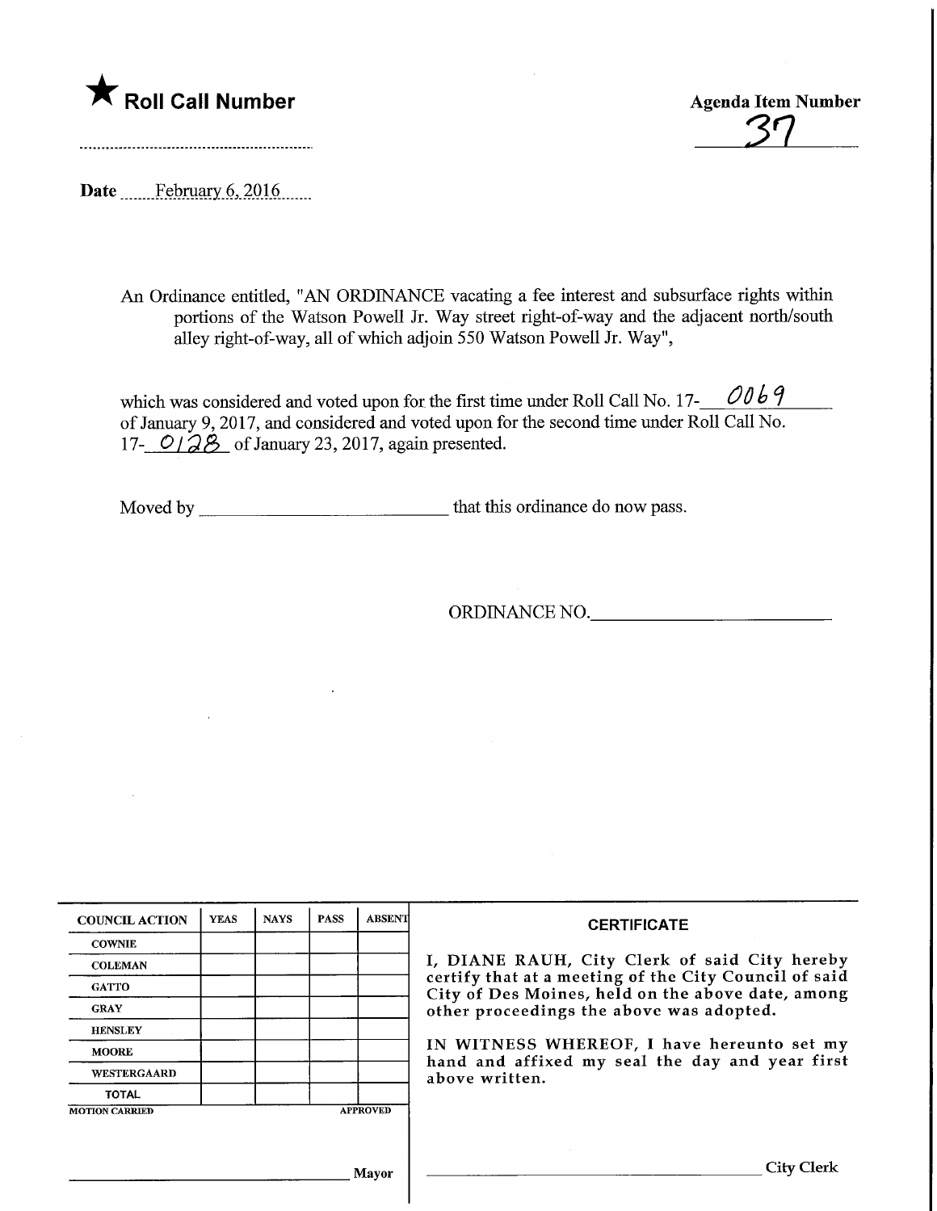★ **Roll Call Number**

**Agenda Item Number**

37

**Date** February 6, 2016

An Ordinance entitled, "AN ORDINANCE vacating a fee interest and subsurface rights within portions of the Watson Powell Jr. Way street right-of-way and the adjacent north/south alley right-of-way, all of which adjoin 550 Watson Powell Jr. Way",

which was considered and voted upon for the first time under Roll Call No. 17-0069 of January 9, 2017, and considered and voted upon for the second time under Roll Call No. 17-0128 of January 23, 2017, again presented.

Moved by ______________________ that this ordinance do now pass.

ORDINANCE NO.______________________

| COUNCIL ACTION | YEAS | NAYS | PASS | ABSENT |
|---|---|---|---|---|
| COWNIE | | | | |
| COLEMAN | | | | |
| GATTO | | | | |
| GRAY | | | | |
| HENSLEY | | | | |
| MOORE | | | | |
| WESTERGAARD | | | | |
| TOTAL | | | | |

MOTION CARRIED APPROVED

______________________ Mayor

**CERTIFICATE**

I, DIANE RAUH, City Clerk of said City hereby certify that at a meeting of the City Council of said City of Des Moines, held on the above date, among other proceedings the above was adopted.

IN WITNESS WHEREOF, I have hereunto set my hand and affixed my seal the day and year first above written.

______________________ City Clerk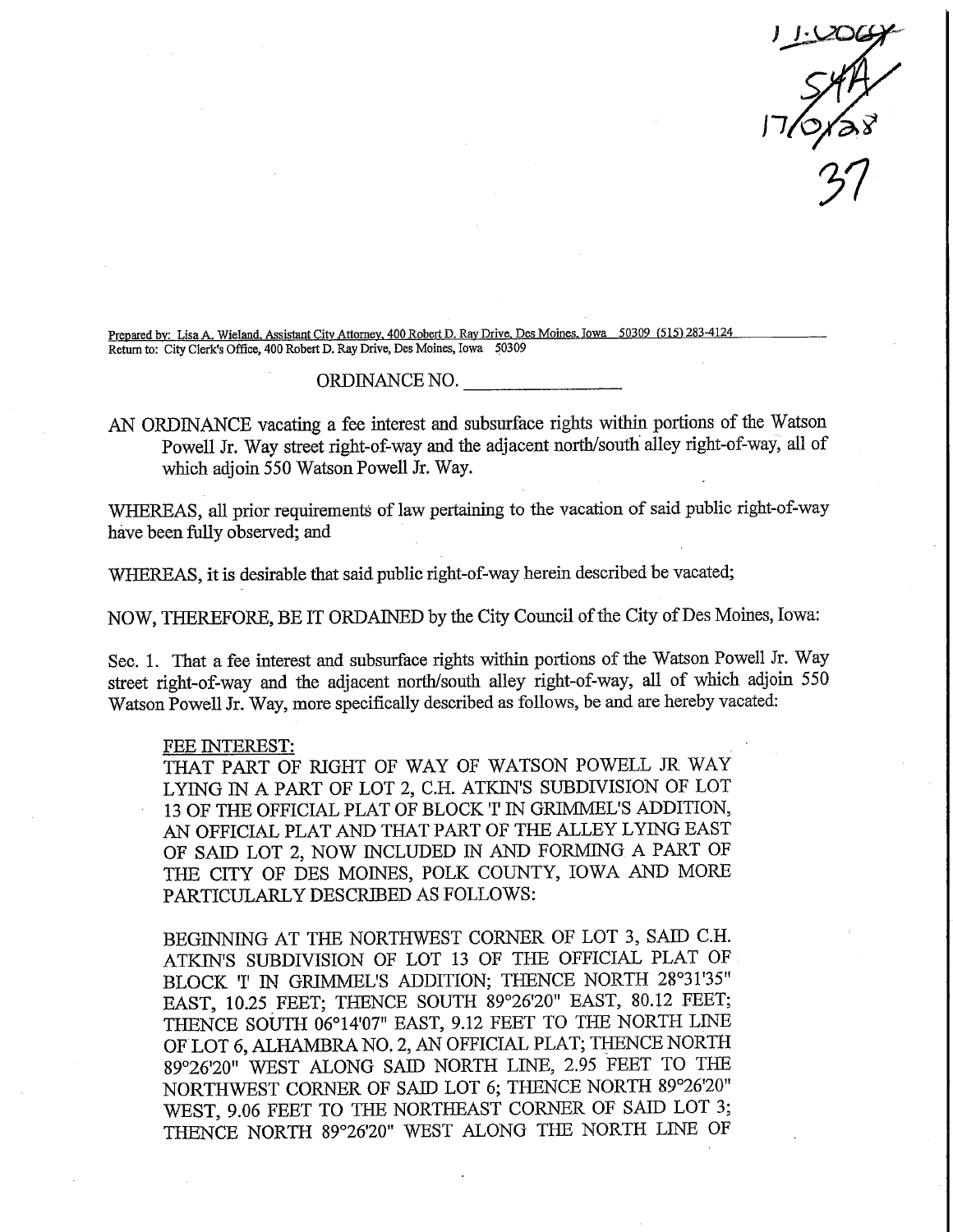11-2064
54A
17/0/28
37

Prepared by: Lisa A. Wieland, Assistant City Attorney, 400 Robert D. Ray Drive, Des Moines, Iowa 50309 (515) 283-4124
Return to: City Clerk's Office, 400 Robert D. Ray Drive, Des Moines, Iowa 50309

ORDINANCE NO. \_\_\_\_\_\_\_\_\_\_\_\_\_\_\_\_

AN ORDINANCE vacating a fee interest and subsurface rights within portions of the Watson Powell Jr. Way street right-of-way and the adjacent north/south alley right-of-way, all of which adjoin 550 Watson Powell Jr. Way.

WHEREAS, all prior requirements of law pertaining to the vacation of said public right-of-way have been fully observed; and

WHEREAS, it is desirable that said public right-of-way herein described be vacated;

NOW, THEREFORE, BE IT ORDAINED by the City Council of the City of Des Moines, Iowa:

Sec. 1. That a fee interest and subsurface rights within portions of the Watson Powell Jr. Way street right-of-way and the adjacent north/south alley right-of-way, all of which adjoin 550 Watson Powell Jr. Way, more specifically described as follows, be and are hereby vacated:

FEE INTEREST:
THAT PART OF RIGHT OF WAY OF WATSON POWELL JR WAY LYING IN A PART OF LOT 2, C.H. ATKIN'S SUBDIVISION OF LOT 13 OF THE OFFICIAL PLAT OF BLOCK 'I' IN GRIMMEL'S ADDITION, AN OFFICIAL PLAT AND THAT PART OF THE ALLEY LYING EAST OF SAID LOT 2, NOW INCLUDED IN AND FORMING A PART OF THE CITY OF DES MOINES, POLK COUNTY, IOWA AND MORE PARTICULARLY DESCRIBED AS FOLLOWS:

BEGINNING AT THE NORTHWEST CORNER OF LOT 3, SAID C.H. ATKIN'S SUBDIVISION OF LOT 13 OF THE OFFICIAL PLAT OF BLOCK 'I' IN GRIMMEL'S ADDITION; THENCE NORTH 28°31'35" EAST, 10.25 FEET; THENCE SOUTH 89°26'20" EAST, 80.12 FEET; THENCE SOUTH 06°14'07" EAST, 9.12 FEET TO THE NORTH LINE OF LOT 6, ALHAMBRA NO. 2, AN OFFICIAL PLAT; THENCE NORTH 89°26'20" WEST ALONG SAID NORTH LINE, 2.95 FEET TO THE NORTHWEST CORNER OF SAID LOT 6; THENCE NORTH 89°26'20" WEST, 9.06 FEET TO THE NORTHEAST CORNER OF SAID LOT 3; THENCE NORTH 89°26'20" WEST ALONG THE NORTH LINE OF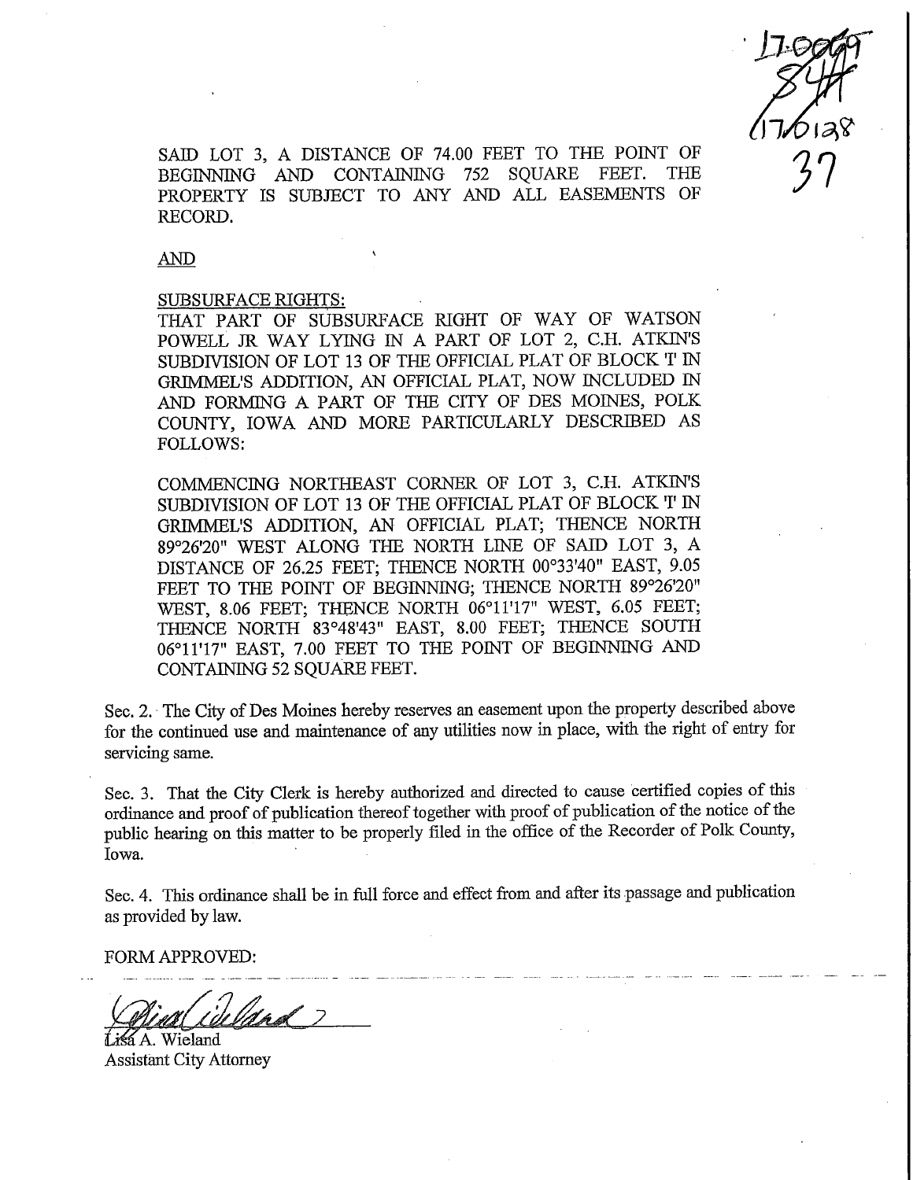SAID LOT 3, A DISTANCE OF 74.00 FEET TO THE POINT OF BEGINNING AND CONTAINING 752 SQUARE FEET. THE PROPERTY IS SUBJECT TO ANY AND ALL EASEMENTS OF RECORD.

AND

SUBSURFACE RIGHTS:
THAT PART OF SUBSURFACE RIGHT OF WAY OF WATSON POWELL JR WAY LYING IN A PART OF LOT 2, C.H. ATKIN'S SUBDIVISION OF LOT 13 OF THE OFFICIAL PLAT OF BLOCK 'I' IN GRIMMEL'S ADDITION, AN OFFICIAL PLAT, NOW INCLUDED IN AND FORMING A PART OF THE CITY OF DES MOINES, POLK COUNTY, IOWA AND MORE PARTICULARLY DESCRIBED AS FOLLOWS:

COMMENCING NORTHEAST CORNER OF LOT 3, C.H. ATKIN'S SUBDIVISION OF LOT 13 OF THE OFFICIAL PLAT OF BLOCK 'I' IN GRIMMEL'S ADDITION, AN OFFICIAL PLAT; THENCE NORTH 89°26'20" WEST ALONG THE NORTH LINE OF SAID LOT 3, A DISTANCE OF 26.25 FEET; THENCE NORTH 00°33'40" EAST, 9.05 FEET TO THE POINT OF BEGINNING; THENCE NORTH 89°26'20" WEST, 8.06 FEET; THENCE NORTH 06°11'17" WEST, 6.05 FEET; THENCE NORTH 83°48'43" EAST, 8.00 FEET; THENCE SOUTH 06°11'17" EAST, 7.00 FEET TO THE POINT OF BEGINNING AND CONTAINING 52 SQUARE FEET.

Sec. 2. The City of Des Moines hereby reserves an easement upon the property described above for the continued use and maintenance of any utilities now in place, with the right of entry for servicing same.

Sec. 3. That the City Clerk is hereby authorized and directed to cause certified copies of this ordinance and proof of publication thereof together with proof of publication of the notice of the public hearing on this matter to be properly filed in the office of the Recorder of Polk County, Iowa.

Sec. 4. This ordinance shall be in full force and effect from and after its passage and publication as provided by law.

FORM APPROVED:

Lisa A. Wieland
Assistant City Attorney